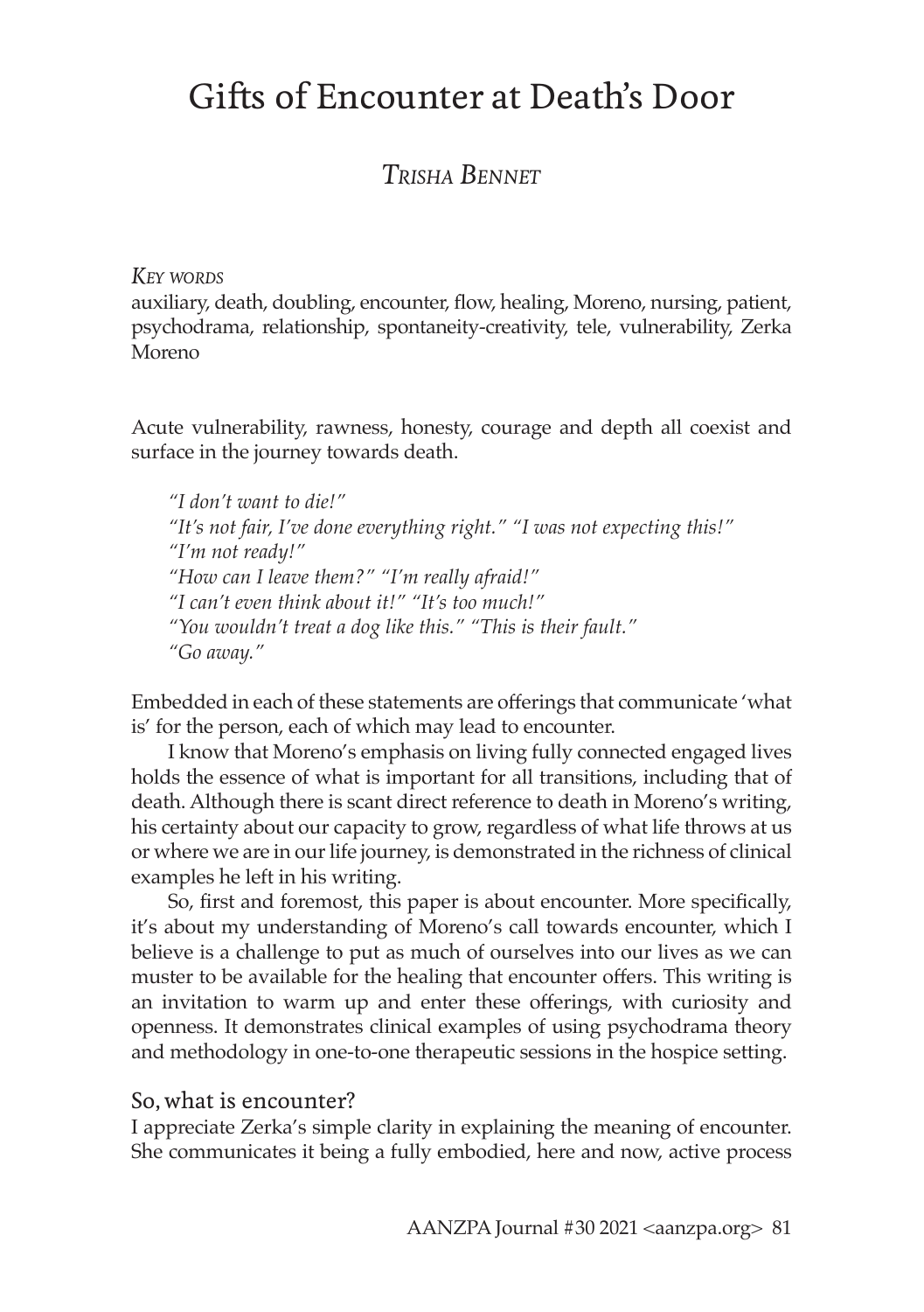# Gifts of Encounter at Death's Door

## *Trisha Bennet*

*Key words*

auxiliary, death, doubling, encounter, flow, healing, Moreno, nursing, patient, psychodrama, relationship, spontaneity-creativity, tele, vulnerability, Zerka Moreno

Acute vulnerability, rawness, honesty, courage and depth all coexist and surface in the journey towards death.

> *"I don't want to die!"*
> *"It's not fair, I've done everything right." "I was not expecting this!"*
> *"I'm not ready!"*
> *"How can I leave them?" "I'm really afraid!"*
> *"I can't even think about it!" "It's too much!"*
> *"You wouldn't treat a dog like this." "This is their fault."*
> *"Go away."*

Embedded in each of these statements are offerings that communicate 'what is' for the person, each of which may lead to encounter.

I know that Moreno's emphasis on living fully connected engaged lives holds the essence of what is important for all transitions, including that of death. Although there is scant direct reference to death in Moreno's writing, his certainty about our capacity to grow, regardless of what life throws at us or where we are in our life journey, is demonstrated in the richness of clinical examples he left in his writing.

So, first and foremost, this paper is about encounter. More specifically, it's about my understanding of Moreno's call towards encounter, which I believe is a challenge to put as much of ourselves into our lives as we can muster to be available for the healing that encounter offers. This writing is an invitation to warm up and enter these offerings, with curiosity and openness. It demonstrates clinical examples of using psychodrama theory and methodology in one-to-one therapeutic sessions in the hospice setting.

### So, what is encounter?

I appreciate Zerka's simple clarity in explaining the meaning of encounter. She communicates it being a fully embodied, here and now, active process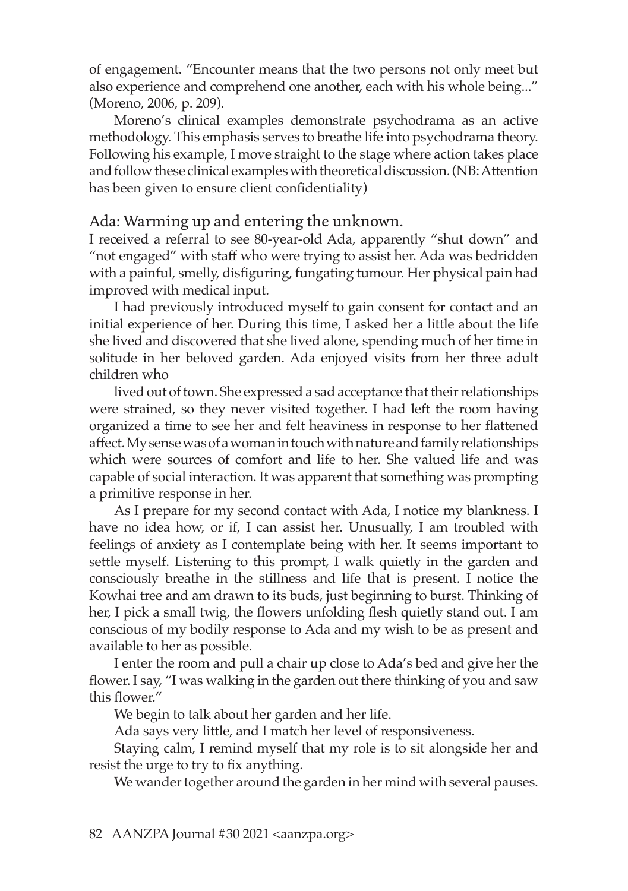of engagement. "Encounter means that the two persons not only meet but also experience and comprehend one another, each with his whole being..." (Moreno, 2006, p. 209).

Moreno's clinical examples demonstrate psychodrama as an active methodology. This emphasis serves to breathe life into psychodrama theory. Following his example, I move straight to the stage where action takes place and follow these clinical examples with theoretical discussion. (NB: Attention has been given to ensure client confidentiality)

## Ada: Warming up and entering the unknown.

I received a referral to see 80-year-old Ada, apparently "shut down" and "not engaged" with staff who were trying to assist her. Ada was bedridden with a painful, smelly, disfiguring, fungating tumour. Her physical pain had improved with medical input.

I had previously introduced myself to gain consent for contact and an initial experience of her. During this time, I asked her a little about the life she lived and discovered that she lived alone, spending much of her time in solitude in her beloved garden. Ada enjoyed visits from her three adult children who lived out of town. She expressed a sad acceptance that their relationships were strained, so they never visited together. I had left the room having organized a time to see her and felt heaviness in response to her flattened affect. My sense was of a woman in touch with nature and family relationships which were sources of comfort and life to her. She valued life and was capable of social interaction. It was apparent that something was prompting a primitive response in her.

As I prepare for my second contact with Ada, I notice my blankness. I have no idea how, or if, I can assist her. Unusually, I am troubled with feelings of anxiety as I contemplate being with her. It seems important to settle myself. Listening to this prompt, I walk quietly in the garden and consciously breathe in the stillness and life that is present. I notice the Kowhai tree and am drawn to its buds, just beginning to burst. Thinking of her, I pick a small twig, the flowers unfolding flesh quietly stand out. I am conscious of my bodily response to Ada and my wish to be as present and available to her as possible.

I enter the room and pull a chair up close to Ada's bed and give her the flower. I say, "I was walking in the garden out there thinking of you and saw this flower."

We begin to talk about her garden and her life.

Ada says very little, and I match her level of responsiveness.

Staying calm, I remind myself that my role is to sit alongside her and resist the urge to try to fix anything.

We wander together around the garden in her mind with several pauses.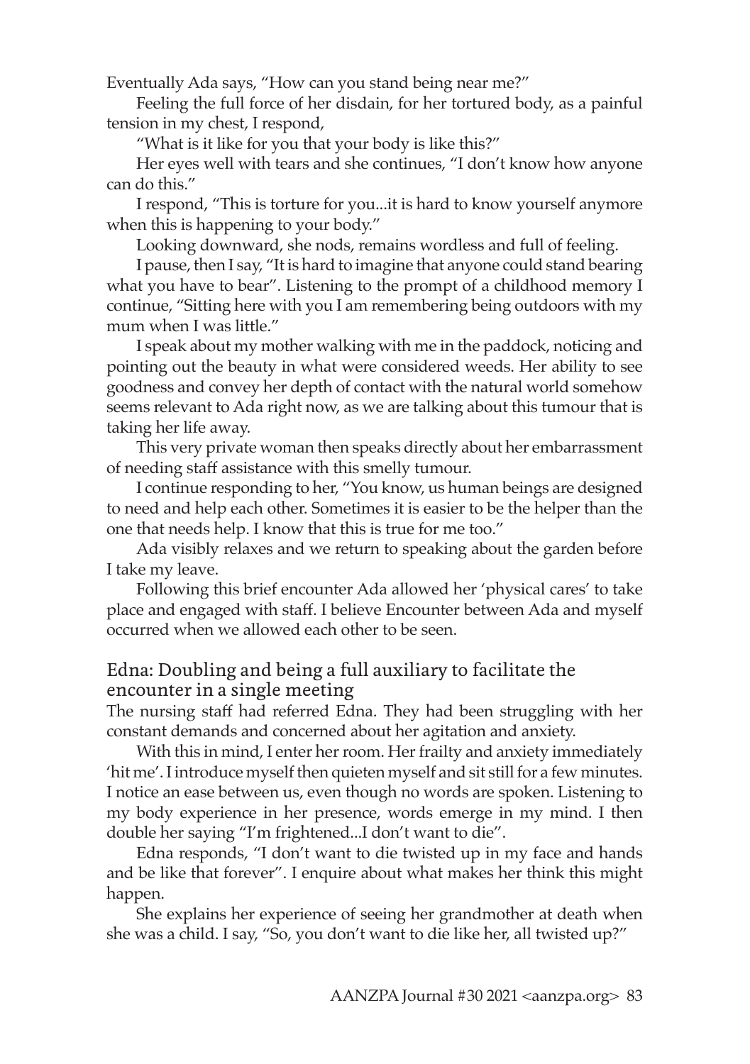Eventually Ada says, "How can you stand being near me?"

Feeling the full force of her disdain, for her tortured body, as a painful tension in my chest, I respond,

"What is it like for you that your body is like this?"

Her eyes well with tears and she continues, "I don't know how anyone can do this."

I respond, "This is torture for you...it is hard to know yourself anymore when this is happening to your body."

Looking downward, she nods, remains wordless and full of feeling.

I pause, then I say, "It is hard to imagine that anyone could stand bearing what you have to bear". Listening to the prompt of a childhood memory I continue, "Sitting here with you I am remembering being outdoors with my mum when I was little."

I speak about my mother walking with me in the paddock, noticing and pointing out the beauty in what were considered weeds. Her ability to see goodness and convey her depth of contact with the natural world somehow seems relevant to Ada right now, as we are talking about this tumour that is taking her life away.

This very private woman then speaks directly about her embarrassment of needing staff assistance with this smelly tumour.

I continue responding to her, "You know, us human beings are designed to need and help each other. Sometimes it is easier to be the helper than the one that needs help. I know that this is true for me too."

Ada visibly relaxes and we return to speaking about the garden before I take my leave.

Following this brief encounter Ada allowed her 'physical cares' to take place and engaged with staff. I believe Encounter between Ada and myself occurred when we allowed each other to be seen.

## Edna: Doubling and being a full auxiliary to facilitate the encounter in a single meeting

The nursing staff had referred Edna. They had been struggling with her constant demands and concerned about her agitation and anxiety.

With this in mind, I enter her room. Her frailty and anxiety immediately 'hit me'. I introduce myself then quieten myself and sit still for a few minutes. I notice an ease between us, even though no words are spoken. Listening to my body experience in her presence, words emerge in my mind. I then double her saying "I'm frightened...I don't want to die".

Edna responds, "I don't want to die twisted up in my face and hands and be like that forever". I enquire about what makes her think this might happen.

She explains her experience of seeing her grandmother at death when she was a child. I say, "So, you don't want to die like her, all twisted up?"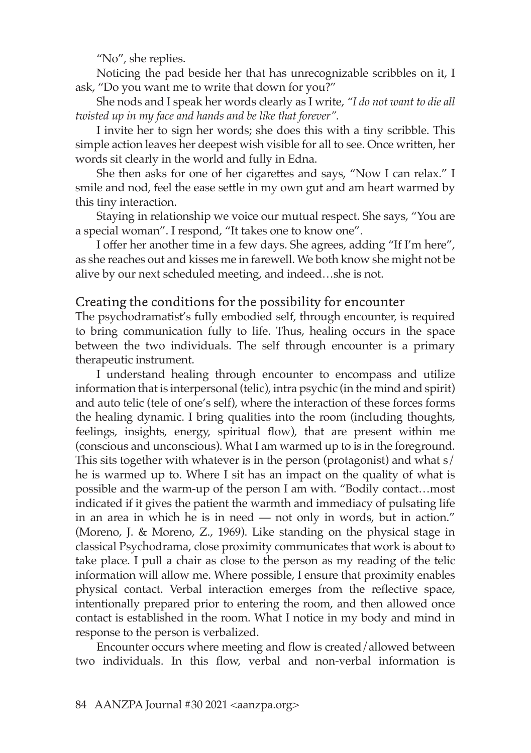"No", she replies.

Noticing the pad beside her that has unrecognizable scribbles on it, I ask, "Do you want me to write that down for you?"

She nods and I speak her words clearly as I write, *"I do not want to die all twisted up in my face and hands and be like that forever".*

I invite her to sign her words; she does this with a tiny scribble. This simple action leaves her deepest wish visible for all to see. Once written, her words sit clearly in the world and fully in Edna.

She then asks for one of her cigarettes and says, "Now I can relax." I smile and nod, feel the ease settle in my own gut and am heart warmed by this tiny interaction.

Staying in relationship we voice our mutual respect. She says, "You are a special woman". I respond, "It takes one to know one".

I offer her another time in a few days. She agrees, adding "If I'm here", as she reaches out and kisses me in farewell. We both know she might not be alive by our next scheduled meeting, and indeed…she is not.

## Creating the conditions for the possibility for encounter

The psychodramatist's fully embodied self, through encounter, is required to bring communication fully to life. Thus, healing occurs in the space between the two individuals. The self through encounter is a primary therapeutic instrument.

I understand healing through encounter to encompass and utilize information that is interpersonal (telic), intra psychic (in the mind and spirit) and auto telic (tele of one's self), where the interaction of these forces forms the healing dynamic. I bring qualities into the room (including thoughts, feelings, insights, energy, spiritual flow), that are present within me (conscious and unconscious). What I am warmed up to is in the foreground. This sits together with whatever is in the person (protagonist) and what s/he is warmed up to. Where I sit has an impact on the quality of what is possible and the warm-up of the person I am with. "Bodily contact…most indicated if it gives the patient the warmth and immediacy of pulsating life in an area in which he is in need — not only in words, but in action." (Moreno, J. & Moreno, Z., 1969). Like standing on the physical stage in classical Psychodrama, close proximity communicates that work is about to take place. I pull a chair as close to the person as my reading of the telic information will allow me. Where possible, I ensure that proximity enables physical contact. Verbal interaction emerges from the reflective space, intentionally prepared prior to entering the room, and then allowed once contact is established in the room. What I notice in my body and mind in response to the person is verbalized.

Encounter occurs where meeting and flow is created/allowed between two individuals. In this flow, verbal and non-verbal information is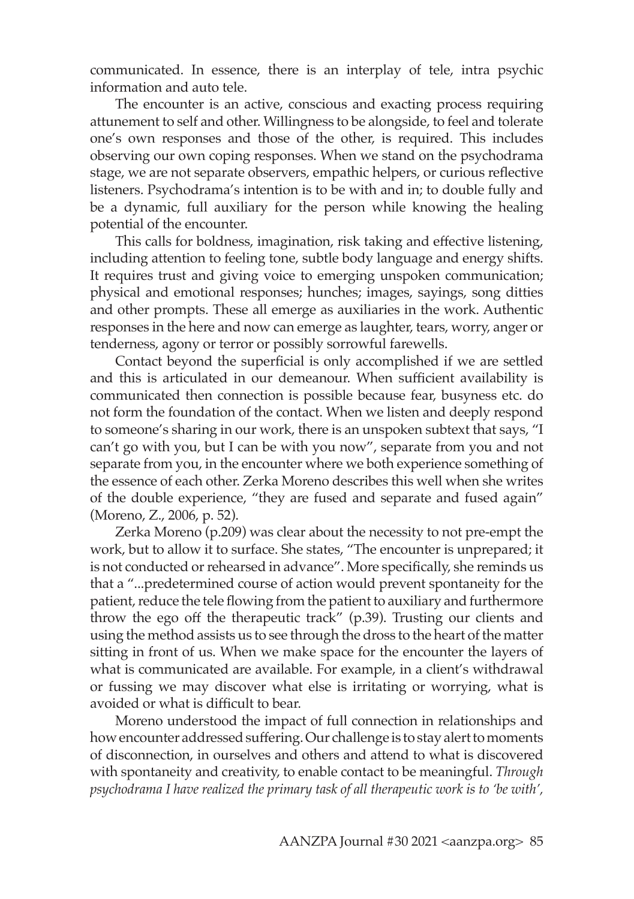communicated. In essence, there is an interplay of tele, intra psychic information and auto tele.

The encounter is an active, conscious and exacting process requiring attunement to self and other. Willingness to be alongside, to feel and tolerate one's own responses and those of the other, is required. This includes observing our own coping responses. When we stand on the psychodrama stage, we are not separate observers, empathic helpers, or curious reflective listeners. Psychodrama's intention is to be with and in; to double fully and be a dynamic, full auxiliary for the person while knowing the healing potential of the encounter.

This calls for boldness, imagination, risk taking and effective listening, including attention to feeling tone, subtle body language and energy shifts. It requires trust and giving voice to emerging unspoken communication; physical and emotional responses; hunches; images, sayings, song ditties and other prompts. These all emerge as auxiliaries in the work. Authentic responses in the here and now can emerge as laughter, tears, worry, anger or tenderness, agony or terror or possibly sorrowful farewells.

Contact beyond the superficial is only accomplished if we are settled and this is articulated in our demeanour. When sufficient availability is communicated then connection is possible because fear, busyness etc. do not form the foundation of the contact. When we listen and deeply respond to someone's sharing in our work, there is an unspoken subtext that says, "I can't go with you, but I can be with you now", separate from you and not separate from you, in the encounter where we both experience something of the essence of each other. Zerka Moreno describes this well when she writes of the double experience, "they are fused and separate and fused again" (Moreno, Z., 2006, p. 52).

Zerka Moreno (p.209) was clear about the necessity to not pre-empt the work, but to allow it to surface. She states, "The encounter is unprepared; it is not conducted or rehearsed in advance". More specifically, she reminds us that a "...predetermined course of action would prevent spontaneity for the patient, reduce the tele flowing from the patient to auxiliary and furthermore throw the ego off the therapeutic track" (p.39). Trusting our clients and using the method assists us to see through the dross to the heart of the matter sitting in front of us. When we make space for the encounter the layers of what is communicated are available. For example, in a client's withdrawal or fussing we may discover what else is irritating or worrying, what is avoided or what is difficult to bear.

Moreno understood the impact of full connection in relationships and how encounter addressed suffering. Our challenge is to stay alert to moments of disconnection, in ourselves and others and attend to what is discovered with spontaneity and creativity, to enable contact to be meaningful. *Through psychodrama I have realized the primary task of all therapeutic work is to 'be with',*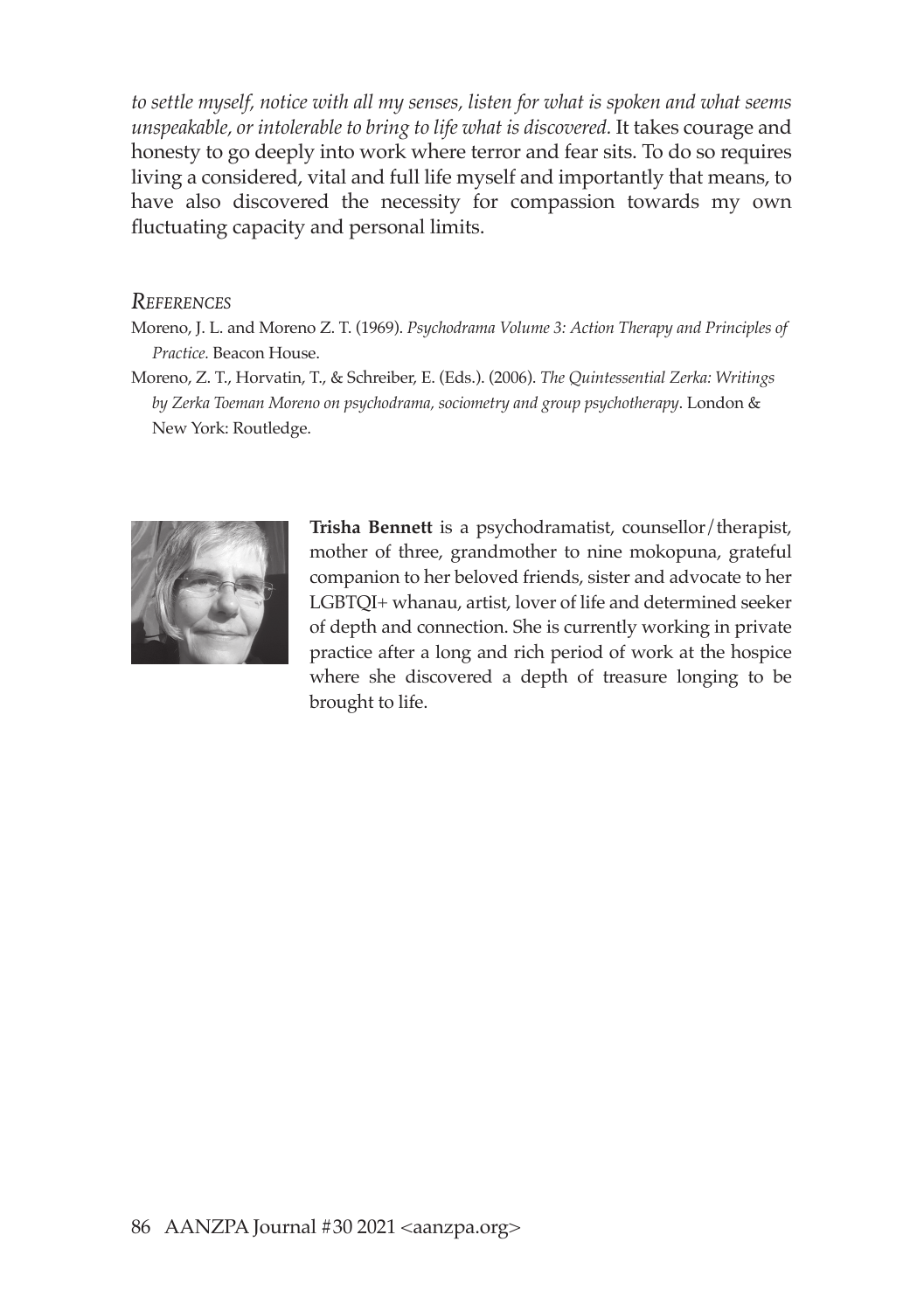*to settle myself, notice with all my senses, listen for what is spoken and what seems unspeakable, or intolerable to bring to life what is discovered.* It takes courage and honesty to go deeply into work where terror and fear sits. To do so requires living a considered, vital and full life myself and importantly that means, to have also discovered the necessity for compassion towards my own fluctuating capacity and personal limits.

## *References*

Moreno, J. L. and Moreno Z. T. (1969). *Psychodrama Volume 3: Action Therapy and Principles of Practice.* Beacon House.

Moreno, Z. T., Horvatin, T., & Schreiber, E. (Eds.). (2006). *The Quintessential Zerka: Writings by Zerka Toeman Moreno on psychodrama, sociometry and group psychotherapy*. London & New York: Routledge.

**Trisha Bennett** is a psychodramatist, counsellor/therapist, mother of three, grandmother to nine mokopuna, grateful companion to her beloved friends, sister and advocate to her LGBTQI+ whanau, artist, lover of life and determined seeker of depth and connection. She is currently working in private practice after a long and rich period of work at the hospice where she discovered a depth of treasure longing to be brought to life.